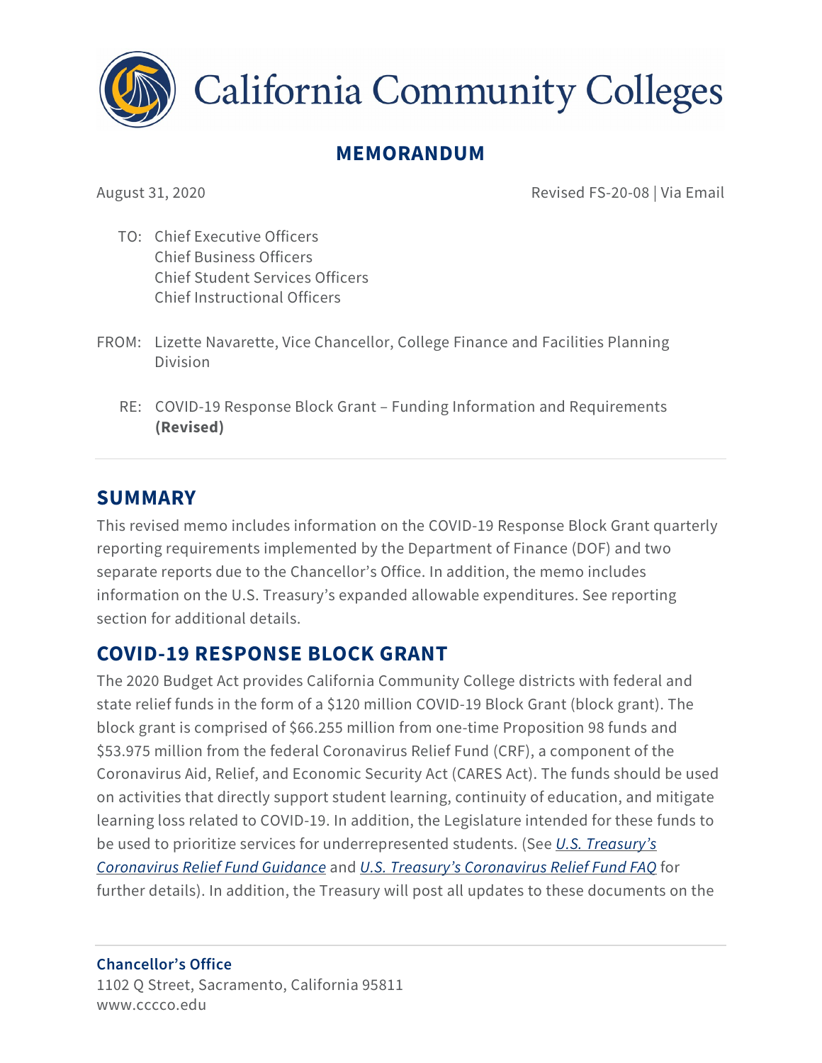# California Community Colleges

## MEMORANDUM

August 31, 2020

Revised FS-20-08 | Via Email

TO: Chief Executive Officers
Chief Business Officers
Chief Student Services Officers
Chief Instructional Officers

FROM: Lizette Navarette, Vice Chancellor, College Finance and Facilities Planning Division

RE: COVID-19 Response Block Grant – Funding Information and Requirements **(Revised)**

## SUMMARY

This revised memo includes information on the COVID-19 Response Block Grant quarterly reporting requirements implemented by the Department of Finance (DOF) and two separate reports due to the Chancellor's Office. In addition, the memo includes information on the U.S. Treasury's expanded allowable expenditures. See reporting section for additional details.

## COVID-19 RESPONSE BLOCK GRANT

The 2020 Budget Act provides California Community College districts with federal and state relief funds in the form of a $120 million COVID-19 Block Grant (block grant). The block grant is comprised of $66.255 million from one-time Proposition 98 funds and $53.975 million from the federal Coronavirus Relief Fund (CRF), a component of the Coronavirus Aid, Relief, and Economic Security Act (CARES Act). The funds should be used on activities that directly support student learning, continuity of education, and mitigate learning loss related to COVID-19. In addition, the Legislature intended for these funds to be used to prioritize services for underrepresented students. (See *U.S. Treasury's Coronavirus Relief Fund Guidance* and *U.S. Treasury's Coronavirus Relief Fund FAQ* for further details). In addition, the Treasury will post all updates to these documents on the

**Chancellor's Office**
1102 Q Street, Sacramento, California 95811
www.cccco.edu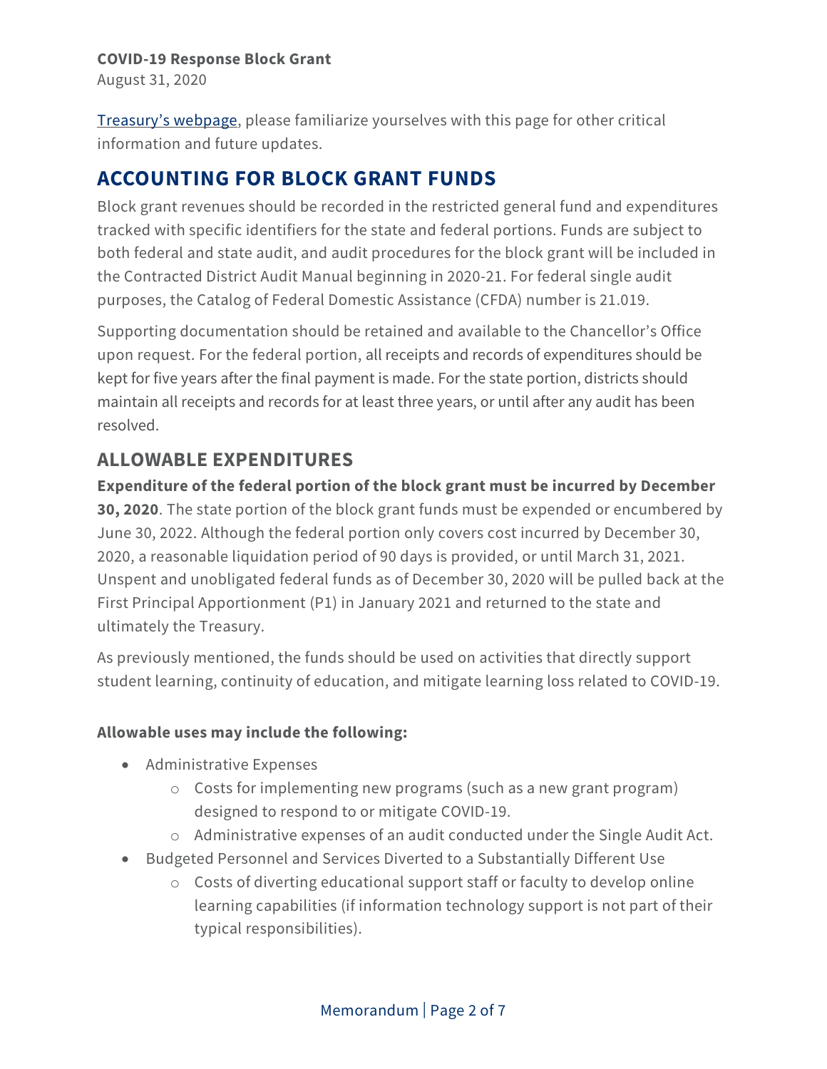Treasury's webpage, please familiarize yourselves with this page for other critical information and future updates.

## ACCOUNTING FOR BLOCK GRANT FUNDS

Block grant revenues should be recorded in the restricted general fund and expenditures tracked with specific identifiers for the state and federal portions. Funds are subject to both federal and state audit, and audit procedures for the block grant will be included in the Contracted District Audit Manual beginning in 2020-21. For federal single audit purposes, the Catalog of Federal Domestic Assistance (CFDA) number is 21.019.

Supporting documentation should be retained and available to the Chancellor's Office upon request. For the federal portion, all receipts and records of expenditures should be kept for five years after the final payment is made. For the state portion, districts should maintain all receipts and records for at least three years, or until after any audit has been resolved.

## ALLOWABLE EXPENDITURES

**Expenditure of the federal portion of the block grant must be incurred by December 30, 2020**. The state portion of the block grant funds must be expended or encumbered by June 30, 2022. Although the federal portion only covers cost incurred by December 30, 2020, a reasonable liquidation period of 90 days is provided, or until March 31, 2021. Unspent and unobligated federal funds as of December 30, 2020 will be pulled back at the First Principal Apportionment (P1) in January 2021 and returned to the state and ultimately the Treasury.

As previously mentioned, the funds should be used on activities that directly support student learning, continuity of education, and mitigate learning loss related to COVID-19.

**Allowable uses may include the following:**

- Administrative Expenses
  - Costs for implementing new programs (such as a new grant program) designed to respond to or mitigate COVID-19.
  - Administrative expenses of an audit conducted under the Single Audit Act.
- Budgeted Personnel and Services Diverted to a Substantially Different Use
  - Costs of diverting educational support staff or faculty to develop online learning capabilities (if information technology support is not part of their typical responsibilities).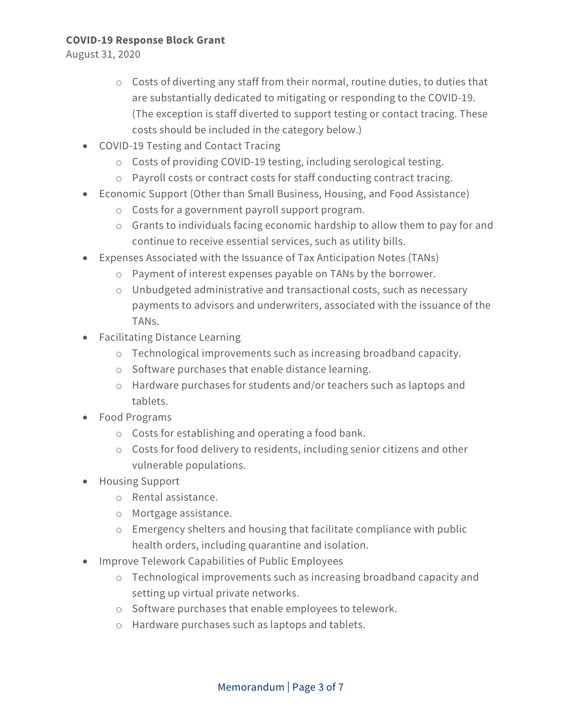- Costs of diverting any staff from their normal, routine duties, to duties that are substantially dedicated to mitigating or responding to the COVID-19. (The exception is staff diverted to support testing or contact tracing. These costs should be included in the category below.)
- COVID-19 Testing and Contact Tracing
  - Costs of providing COVID-19 testing, including serological testing.
  - Payroll costs or contract costs for staff conducting contract tracing.
- Economic Support (Other than Small Business, Housing, and Food Assistance)
  - Costs for a government payroll support program.
  - Grants to individuals facing economic hardship to allow them to pay for and continue to receive essential services, such as utility bills.
- Expenses Associated with the Issuance of Tax Anticipation Notes (TANs)
  - Payment of interest expenses payable on TANs by the borrower.
  - Unbudgeted administrative and transactional costs, such as necessary payments to advisors and underwriters, associated with the issuance of the TANs.
- Facilitating Distance Learning
  - Technological improvements such as increasing broadband capacity.
  - Software purchases that enable distance learning.
  - Hardware purchases for students and/or teachers such as laptops and tablets.
- Food Programs
  - Costs for establishing and operating a food bank.
  - Costs for food delivery to residents, including senior citizens and other vulnerable populations.
- Housing Support
  - Rental assistance.
  - Mortgage assistance.
  - Emergency shelters and housing that facilitate compliance with public health orders, including quarantine and isolation.
- Improve Telework Capabilities of Public Employees
  - Technological improvements such as increasing broadband capacity and setting up virtual private networks.
  - Software purchases that enable employees to telework.
  - Hardware purchases such as laptops and tablets.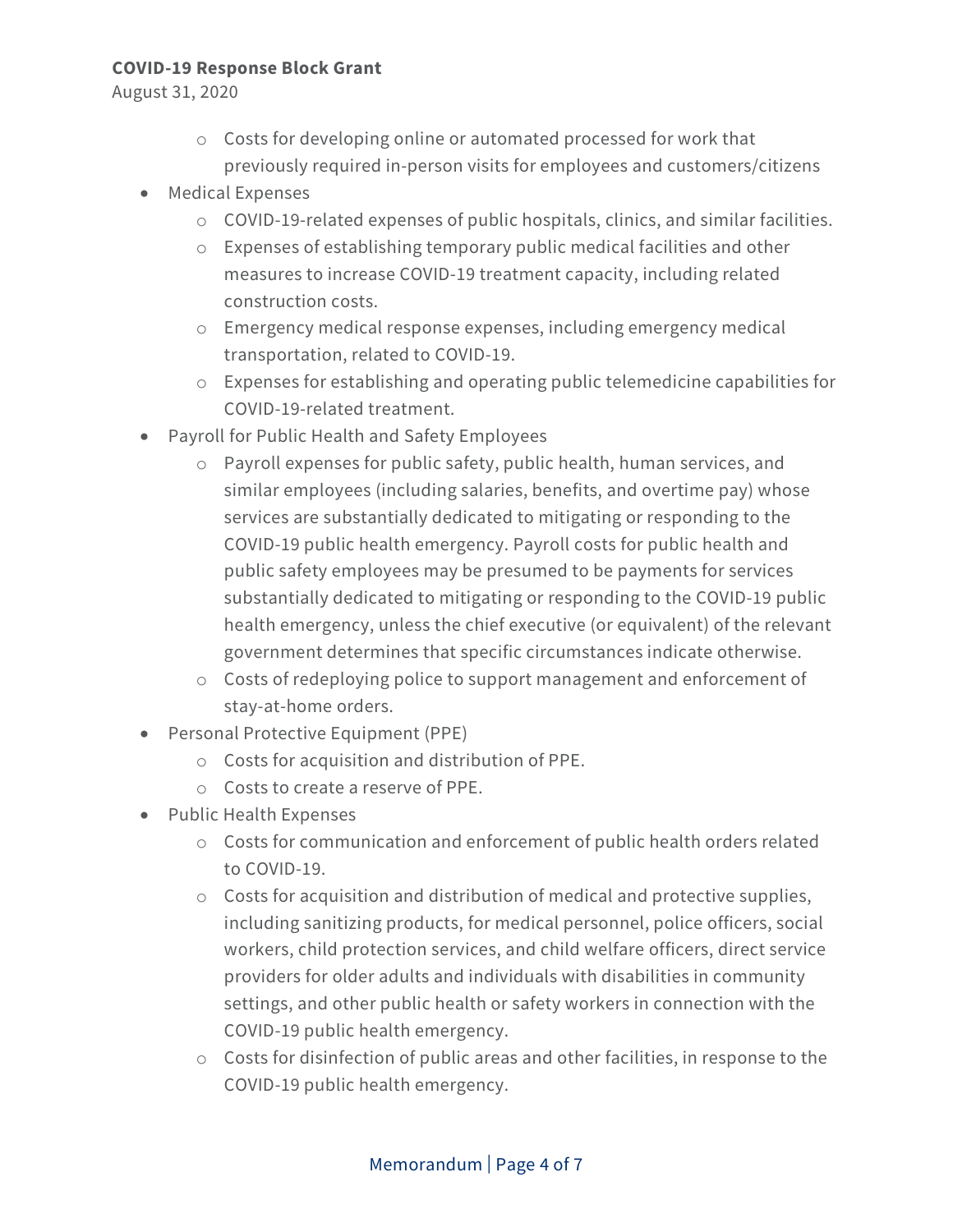- Costs for developing online or automated processed for work that previously required in-person visits for employees and customers/citizens
- Medical Expenses
  - COVID-19-related expenses of public hospitals, clinics, and similar facilities.
  - Expenses of establishing temporary public medical facilities and other measures to increase COVID-19 treatment capacity, including related construction costs.
  - Emergency medical response expenses, including emergency medical transportation, related to COVID-19.
  - Expenses for establishing and operating public telemedicine capabilities for COVID-19-related treatment.
- Payroll for Public Health and Safety Employees
  - Payroll expenses for public safety, public health, human services, and similar employees (including salaries, benefits, and overtime pay) whose services are substantially dedicated to mitigating or responding to the COVID-19 public health emergency. Payroll costs for public health and public safety employees may be presumed to be payments for services substantially dedicated to mitigating or responding to the COVID-19 public health emergency, unless the chief executive (or equivalent) of the relevant government determines that specific circumstances indicate otherwise.
  - Costs of redeploying police to support management and enforcement of stay-at-home orders.
- Personal Protective Equipment (PPE)
  - Costs for acquisition and distribution of PPE.
  - Costs to create a reserve of PPE.
- Public Health Expenses
  - Costs for communication and enforcement of public health orders related to COVID-19.
  - Costs for acquisition and distribution of medical and protective supplies, including sanitizing products, for medical personnel, police officers, social workers, child protection services, and child welfare officers, direct service providers for older adults and individuals with disabilities in community settings, and other public health or safety workers in connection with the COVID-19 public health emergency.
  - Costs for disinfection of public areas and other facilities, in response to the COVID-19 public health emergency.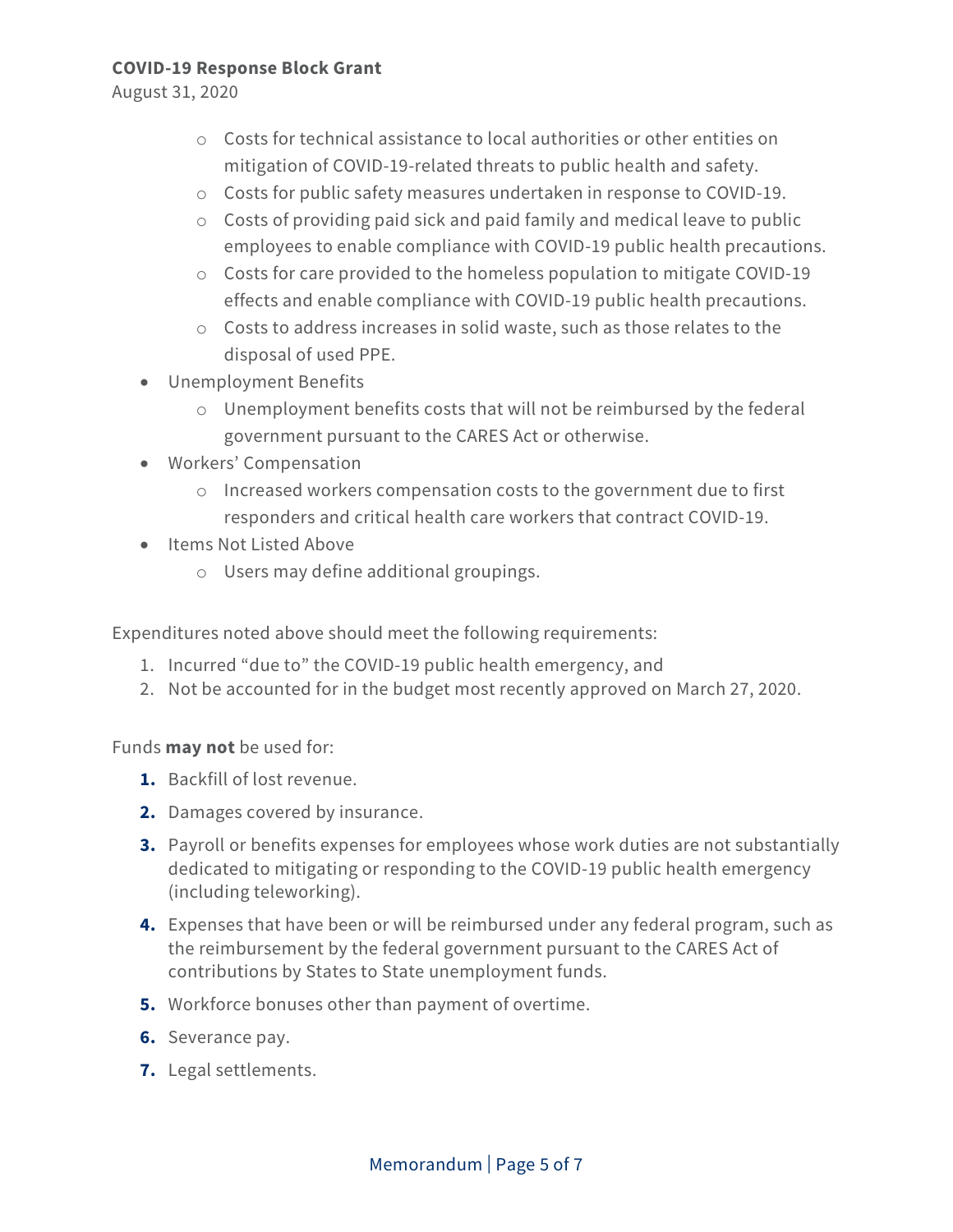- Costs for technical assistance to local authorities or other entities on mitigation of COVID-19-related threats to public health and safety.
  - Costs for public safety measures undertaken in response to COVID-19.
  - Costs of providing paid sick and paid family and medical leave to public employees to enable compliance with COVID-19 public health precautions.
  - Costs for care provided to the homeless population to mitigate COVID-19 effects and enable compliance with COVID-19 public health precautions.
  - Costs to address increases in solid waste, such as those relates to the disposal of used PPE.
- Unemployment Benefits
  - Unemployment benefits costs that will not be reimbursed by the federal government pursuant to the CARES Act or otherwise.
- Workers' Compensation
  - Increased workers compensation costs to the government due to first responders and critical health care workers that contract COVID-19.
- Items Not Listed Above
  - Users may define additional groupings.

Expenditures noted above should meet the following requirements:

1. Incurred "due to" the COVID-19 public health emergency, and
2. Not be accounted for in the budget most recently approved on March 27, 2020.

Funds **may not** be used for:

1. Backfill of lost revenue.
2. Damages covered by insurance.
3. Payroll or benefits expenses for employees whose work duties are not substantially dedicated to mitigating or responding to the COVID-19 public health emergency (including teleworking).
4. Expenses that have been or will be reimbursed under any federal program, such as the reimbursement by the federal government pursuant to the CARES Act of contributions by States to State unemployment funds.
5. Workforce bonuses other than payment of overtime.
6. Severance pay.
7. Legal settlements.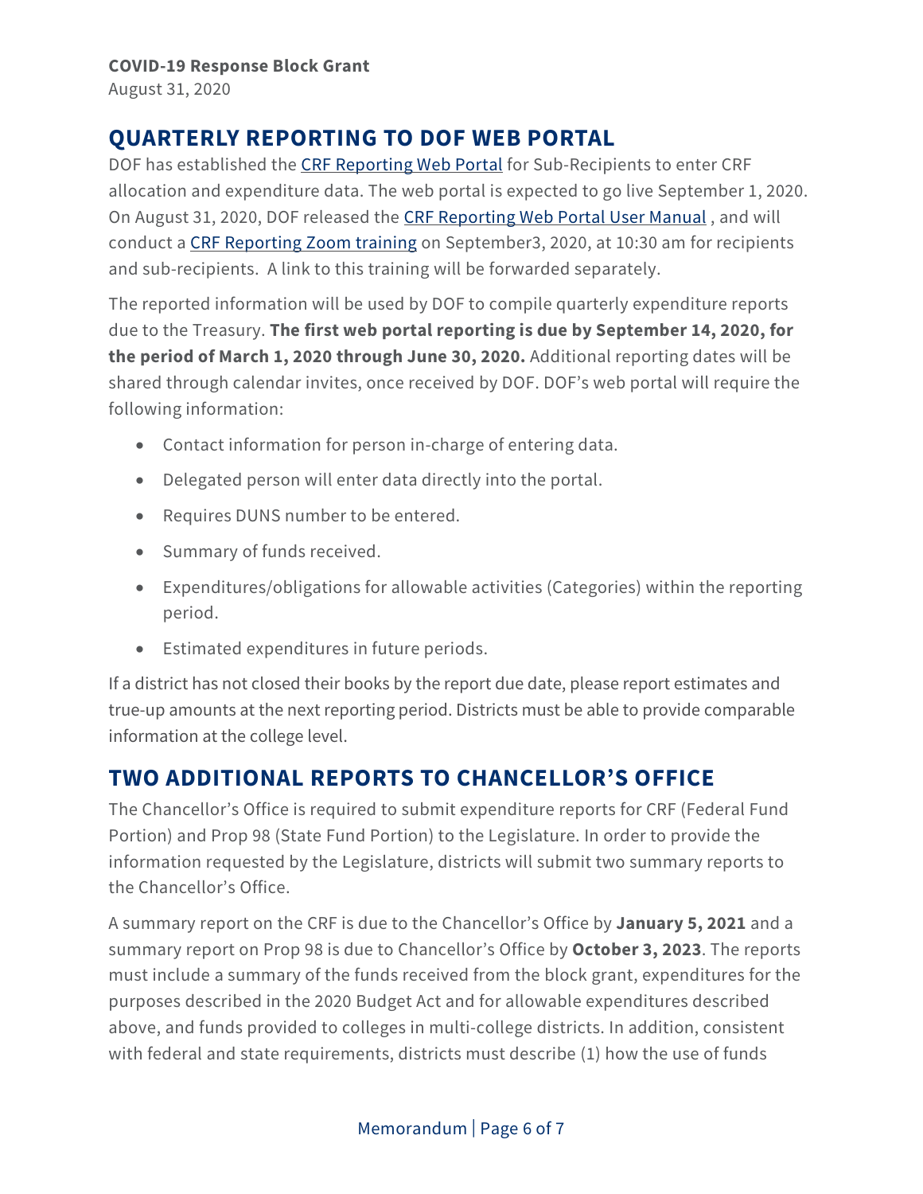## QUARTERLY REPORTING TO DOF WEB PORTAL

DOF has established the CRF Reporting Web Portal for Sub-Recipients to enter CRF allocation and expenditure data. The web portal is expected to go live September 1, 2020. On August 31, 2020, DOF released the CRF Reporting Web Portal User Manual , and will conduct a CRF Reporting Zoom training on September3, 2020, at 10:30 am for recipients and sub-recipients. A link to this training will be forwarded separately.

The reported information will be used by DOF to compile quarterly expenditure reports due to the Treasury. **The first web portal reporting is due by September 14, 2020, for the period of March 1, 2020 through June 30, 2020.** Additional reporting dates will be shared through calendar invites, once received by DOF. DOF's web portal will require the following information:

- Contact information for person in-charge of entering data.
- Delegated person will enter data directly into the portal.
- Requires DUNS number to be entered.
- Summary of funds received.
- Expenditures/obligations for allowable activities (Categories) within the reporting period.
- Estimated expenditures in future periods.

If a district has not closed their books by the report due date, please report estimates and true-up amounts at the next reporting period. Districts must be able to provide comparable information at the college level.

## TWO ADDITIONAL REPORTS TO CHANCELLOR'S OFFICE

The Chancellor's Office is required to submit expenditure reports for CRF (Federal Fund Portion) and Prop 98 (State Fund Portion) to the Legislature. In order to provide the information requested by the Legislature, districts will submit two summary reports to the Chancellor's Office.

A summary report on the CRF is due to the Chancellor's Office by **January 5, 2021** and a summary report on Prop 98 is due to Chancellor's Office by **October 3, 2023**. The reports must include a summary of the funds received from the block grant, expenditures for the purposes described in the 2020 Budget Act and for allowable expenditures described above, and funds provided to colleges in multi-college districts. In addition, consistent with federal and state requirements, districts must describe (1) how the use of funds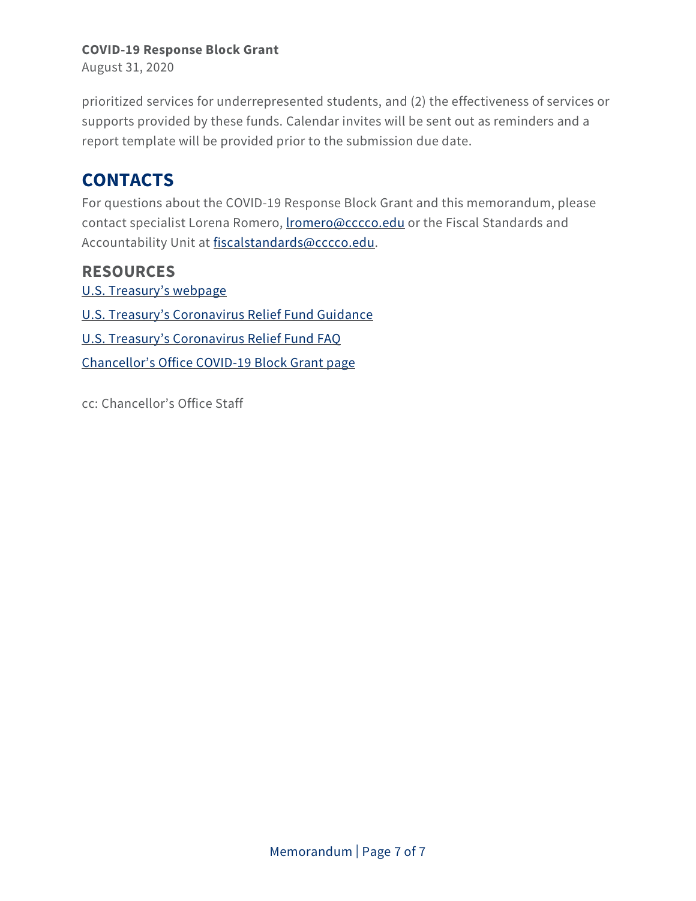prioritized services for underrepresented students, and (2) the effectiveness of services or supports provided by these funds. Calendar invites will be sent out as reminders and a report template will be provided prior to the submission due date.

## CONTACTS

For questions about the COVID-19 Response Block Grant and this memorandum, please contact specialist Lorena Romero, lromero@cccco.edu or the Fiscal Standards and Accountability Unit at fiscalstandards@cccco.edu.

### RESOURCES

U.S. Treasury's webpage

U.S. Treasury's Coronavirus Relief Fund Guidance

U.S. Treasury's Coronavirus Relief Fund FAQ

Chancellor's Office COVID-19 Block Grant page

cc: Chancellor's Office Staff